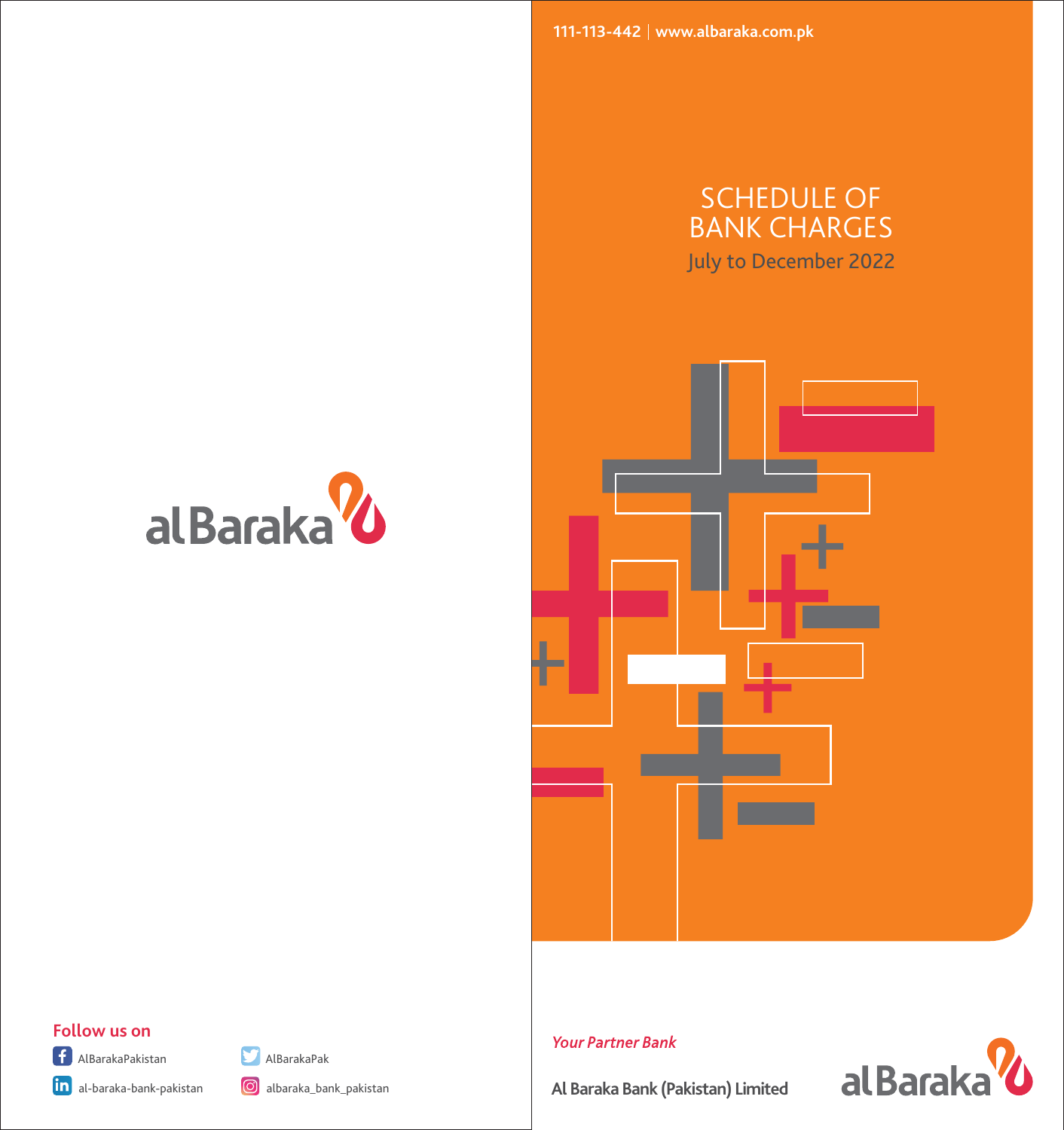alBaraka

Follow us on

AlBarakaPakistan

AlBarakaPak

al-baraka-bank-pakistan

albaraka_bank_pakistan

111-113-442 | www.albaraka.com.pk

# SCHEDULE OF BANK CHARGES

July to December 2022

*Your Partner Bank*

**Al Baraka Bank (Pakistan) Limited**

alBaraka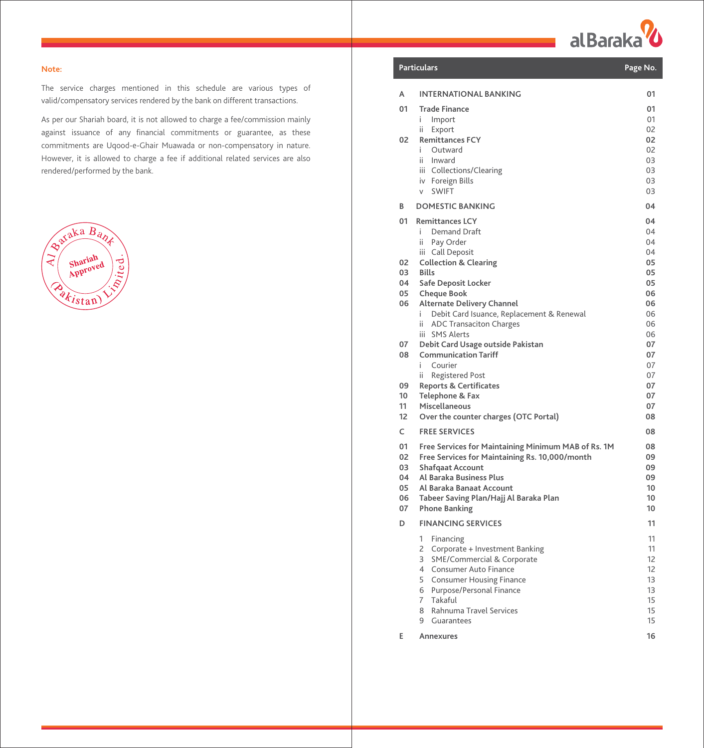**Note:**

The service charges mentioned in this schedule are various types of valid/compensatory services rendered by the bank on different transactions.

As per our Shariah board, it is not allowed to charge a fee/commission mainly against issuance of any financial commitments or guarantee, as these commitments are Uqood-e-Ghair Muawada or non-compensatory in nature. However, it is allowed to charge a fee if additional related services are also rendered/performed by the bank.

Al Baraka Bank (Pakistan) Limited. Shariah Approved

| | Particulars | Page No. |
|---|---|---|
| **A** | **INTERNATIONAL BANKING** | **01** |
| **01** | **Trade Finance** | **01** |
| | i Import | 01 |
| | ii Export | 02 |
| **02** | **Remittances FCY** | **02** |
| | i Outward | 02 |
| | ii Inward | 03 |
| | iii Collections/Clearing | 03 |
| | iv Foreign Bills | 03 |
| | v SWIFT | 03 |
| **B** | **DOMESTIC BANKING** | **04** |
| **01** | **Remittances LCY** | **04** |
| | i Demand Draft | 04 |
| | ii Pay Order | 04 |
| | iii Call Deposit | 04 |
| **02** | **Collection & Clearing** | **05** |
| **03** | **Bills** | **05** |
| **04** | **Safe Deposit Locker** | **05** |
| **05** | **Cheque Book** | **06** |
| **06** | **Alternate Delivery Channel** | **06** |
| | i Debit Card Issuance, Replacement & Renewal | 06 |
| | ii ADC Transaciton Charges | 06 |
| | iii SMS Alerts | 06 |
| **07** | **Debit Card Usage outside Pakistan** | **07** |
| **08** | **Communication Tariff** | **07** |
| | i Courier | 07 |
| | ii Registered Post | 07 |
| **09** | **Reports & Certificates** | **07** |
| **10** | **Telephone & Fax** | **07** |
| **11** | **Miscellaneous** | **07** |
| **12** | **Over the counter charges (OTC Portal)** | **08** |
| **C** | **FREE SERVICES** | **08** |
| **01** | **Free Services for Maintaining Minimum MAB of Rs. 1M** | **08** |
| **02** | **Free Services for Maintaining Rs. 10,000/month** | **09** |
| **03** | **Shafqaat Account** | **09** |
| **04** | **Al Baraka Business Plus** | **09** |
| **05** | **Al Baraka Banaat Account** | **10** |
| **06** | **Tabeer Saving Plan/Hajj Al Baraka Plan** | **10** |
| **07** | **Phone Banking** | **10** |
| **D** | **FINANCING SERVICES** | **11** |
| | 1 Financing | 11 |
| | 2 Corporate + Investment Banking | 11 |
| | 3 SME/Commercial & Corporate | 12 |
| | 4 Consumer Auto Finance | 12 |
| | 5 Consumer Housing Finance | 13 |
| | 6 Purpose/Personal Finance | 13 |
| | 7 Takaful | 15 |
| | 8 Rahnuma Travel Services | 15 |
| | 9 Guarantees | 15 |
| **E** | **Annexures** | **16** |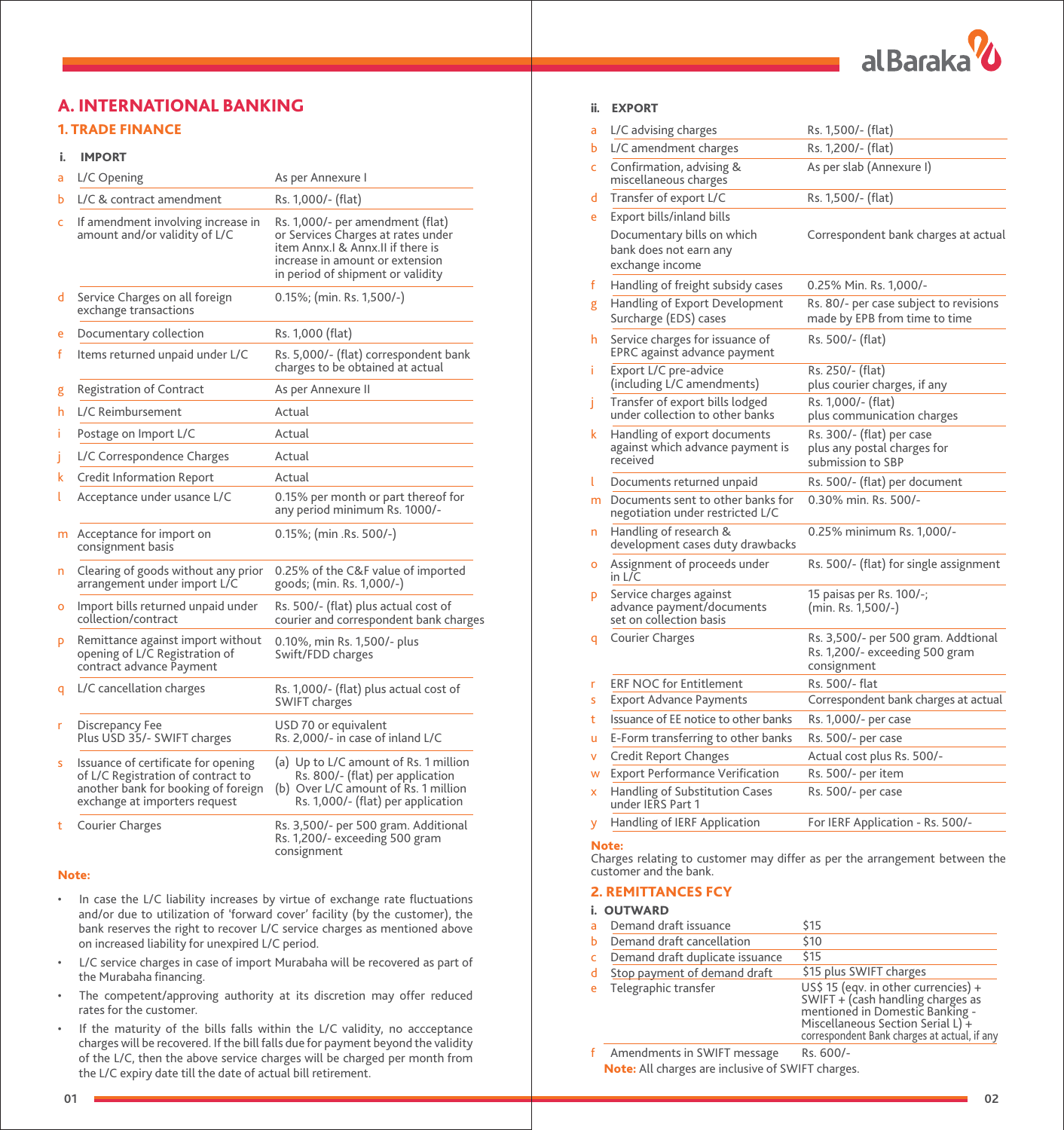# A. INTERNATIONAL BANKING

## 1. TRADE FINANCE

### i. IMPORT

| | | |
|---|---|---|
| a | L/C Opening | As per Annexure I |
| b | L/C & contract amendment | Rs. 1,000/- (flat) |
| c | If amendment involving increase in amount and/or validity of L/C | Rs. 1,000/- per amendment (flat) or Services Charges at rates under item Annx.I & Annx.II if there is increase in amount or extension in period of shipment or validity |
| d | Service Charges on all foreign exchange transactions | 0.15%; (min. Rs. 1,500/-) |
| e | Documentary collection | Rs. 1,000 (flat) |
| f | Items returned unpaid under L/C | Rs. 5,000/- (flat) correspondent bank charges to be obtained at actual |
| g | Registration of Contract | As per Annexure II |
| h | L/C Reimbursement | Actual |
| i | Postage on Import L/C | Actual |
| j | L/C Correspondence Charges | Actual |
| k | Credit Information Report | Actual |
| l | Acceptance under usance L/C | 0.15% per month or part thereof for any period minimum Rs. 1000/- |
| m | Acceptance for import on consignment basis | 0.15%; (min .Rs. 500/-) |
| n | Clearing of goods without any prior arrangement under import L/C | 0.25% of the C&F value of imported goods; (min. Rs. 1,000/-) |
| o | Import bills returned unpaid under collection/contract | Rs. 500/- (flat) plus actual cost of courier and correspondent bank charges |
| p | Remittance against import without opening of L/C Registration of contract advance Payment | 0.10%, min Rs. 1,500/- plus Swift/FDD charges |
| q | L/C cancellation charges | Rs. 1,000/- (flat) plus actual cost of SWIFT charges |
| r | Discrepancy Fee Plus USD 35/- SWIFT charges | USD 70 or equivalent Rs. 2,000/- in case of inland L/C |
| s | Issuance of certificate for opening of L/C Registration of contract to another bank for booking of foreign exchange at importers request | (a) Up to L/C amount of Rs. 1 million Rs. 800/- (flat) per application (b) Over L/C amount of Rs. 1 million Rs. 1,000/- (flat) per application |
| t | Courier Charges | Rs. 3,500/- per 500 gram. Additional Rs. 1,200/- exceeding 500 gram consignment |

**Note:**

- In case the L/C liability increases by virtue of exchange rate fluctuations and/or due to utilization of 'forward cover' facility (by the customer), the bank reserves the right to recover L/C service charges as mentioned above on increased liability for unexpired L/C period.
- L/C service charges in case of import Murabaha will be recovered as part of the Murabaha financing.
- The competent/approving authority at its discretion may offer reduced rates for the customer.
- If the maturity of the bills falls within the L/C validity, no accceptance charges will be recovered. If the bill falls due for payment beyond the validity of the L/C, then the above service charges will be charged per month from the L/C expiry date till the date of actual bill retirement.

### ii. EXPORT

| | | |
|---|---|---|
| a | L/C advising charges | Rs. 1,500/- (flat) |
| b | L/C amendment charges | Rs. 1,200/- (flat) |
| c | Confirmation, advising & miscellaneous charges | As per slab (Annexure I) |
| d | Transfer of export L/C | Rs. 1,500/- (flat) |
| e | Export bills/inland bills<br>Documentary bills on which bank does not earn any exchange income | Correspondent bank charges at actual |
| f | Handling of freight subsidy cases | 0.25% Min. Rs. 1,000/- |
| g | Handling of Export Development Surcharge (EDS) cases | Rs. 80/- per case subject to revisions made by EPB from time to time |
| h | Service charges for issuance of EPRC against advance payment | Rs. 500/- (flat) |
| i | Export L/C pre-advice (including L/C amendments) | Rs. 250/- (flat) plus courier charges, if any |
| j | Transfer of export bills lodged under collection to other banks | Rs. 1,000/- (flat) plus communication charges |
| k | Handling of export documents against which advance payment is received | Rs. 300/- (flat) per case plus any postal charges for submission to SBP |
| l | Documents returned unpaid | Rs. 500/- (flat) per document |
| m | Documents sent to other banks for negotiation under restricted L/C | 0.30% min. Rs. 500/- |
| n | Handling of research & development cases duty drawbacks | 0.25% minimum Rs. 1,000/- |
| o | Assignment of proceeds under in L/C | Rs. 500/- (flat) for single assignment |
| p | Service charges against advance payment/documents set on collection basis | 15 paisas per Rs. 100/-; (min. Rs. 1,500/-) |
| q | Courier Charges | Rs. 3,500/- per 500 gram. Addtional Rs. 1,200/- exceeding 500 gram consignment |
| r | ERF NOC for Entitlement | Rs. 500/- flat |
| s | Export Advance Payments | Correspondent bank charges at actual |
| t | Issuance of EE notice to other banks | Rs. 1,000/- per case |
| u | E-Form transferring to other banks | Rs. 500/- per case |
| v | Credit Report Changes | Actual cost plus Rs. 500/- |
| w | Export Performance Verification | Rs. 500/- per item |
| x | Handling of Substitution Cases under IERS Part 1 | Rs. 500/- per case |
| y | Handling of IERF Application | For IERF Application - Rs. 500/- |

**Note:**
Charges relating to customer may differ as per the arrangement between the customer and the bank.

## 2. REMITTANCES FCY

### i. OUTWARD

| | | |
|---|---|---|
| a | Demand draft issuance | $15 |
| b | Demand draft cancellation | $10 |
| c | Demand draft duplicate issuance | $15 |
| d | Stop payment of demand draft | $15 plus SWIFT charges |
| e | Telegraphic transfer | US$ 15 (eqv. in other currencies) + SWIFT + (cash handling charges as mentioned in Domestic Banking - Miscellaneous Section Serial L) + correspondent Bank charges at actual, if any |
| f | Amendments in SWIFT message | Rs. 600/- |

**Note:** All charges are inclusive of SWIFT charges.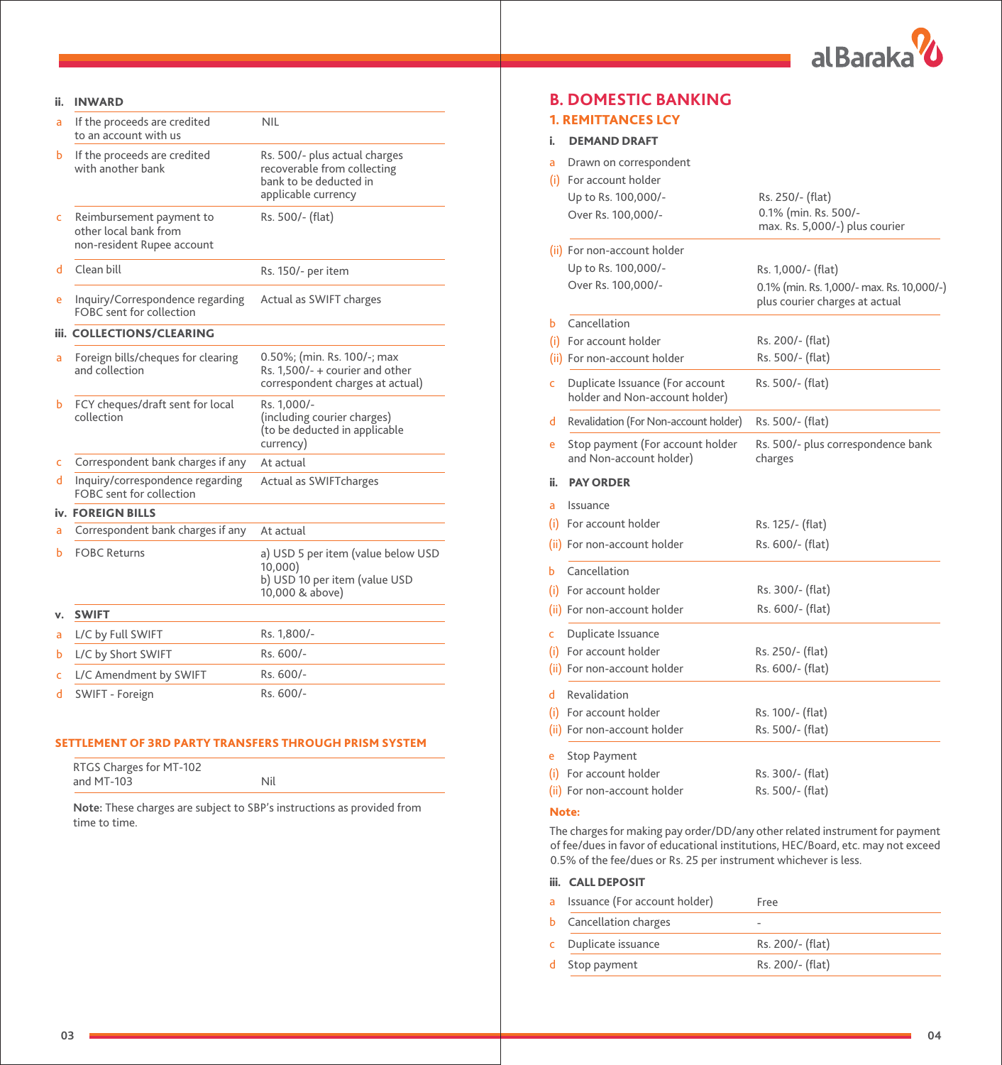### ii. INWARD

| | | |
|---|---|---|
| a | If the proceeds are credited to an account with us | NIL |
| b | If the proceeds are credited with another bank | Rs. 500/- plus actual charges recoverable from collecting bank to be deducted in applicable currency |
| c | Reimbursement payment to other local bank from non-resident Rupee account | Rs. 500/- (flat) |
| d | Clean bill | Rs. 150/- per item |
| e | Inquiry/Correspondence regarding FOBC sent for collection | Actual as SWIFT charges |

### iii. COLLECTIONS/CLEARING

| | | |
|---|---|---|
| a | Foreign bills/cheques for clearing and collection | 0.50%; (min. Rs. 100/-; max Rs. 1,500/- + courier and other correspondent charges at actual) |
| b | FCY cheques/draft sent for local collection | Rs. 1,000/- (including courier charges) (to be deducted in applicable currency) |
| c | Correspondent bank charges if any | At actual |
| d | Inquiry/correspondence regarding FOBC sent for collection | Actual as SWIFTcharges |

### iv. FOREIGN BILLS

| | | |
|---|---|---|
| a | Correspondent bank charges if any | At actual |
| b | FOBC Returns | a) USD 5 per item (value below USD 10,000)<br>b) USD 10 per item (value USD 10,000 & above) |

### v. SWIFT

| | | |
|---|---|---|
| a | L/C by Full SWIFT | Rs. 1,800/- |
| b | L/C by Short SWIFT | Rs. 600/- |
| c | L/C Amendment by SWIFT | Rs. 600/- |
| d | SWIFT - Foreign | Rs. 600/- |

### SETTLEMENT OF 3RD PARTY TRANSFERS THROUGH PRISM SYSTEM

| | |
|---|---|
| RTGS Charges for MT-102 and MT-103 | Nil |

**Note:** These charges are subject to SBP's instructions as provided from time to time.

## B. DOMESTIC BANKING

### 1. REMITTANCES LCY

#### i. DEMAND DRAFT

| | | |
|---|---|---|
| a | Drawn on correspondent | |
| (i) | For account holder | |
| | Up to Rs. 100,000/- | Rs. 250/- (flat) |
| | Over Rs. 100,000/- | 0.1% (min. Rs. 500/- max. Rs. 5,000/-) plus courier |
| (ii) | For non-account holder | |
| | Up to Rs. 100,000/- | Rs. 1,000/- (flat) |
| | Over Rs. 100,000/- | 0.1% (min. Rs. 1,000/- max. Rs. 10,000/-) plus courier charges at actual |
| b | Cancellation | |
| (i) | For account holder | Rs. 200/- (flat) |
| (ii) | For non-account holder | Rs. 500/- (flat) |
| c | Duplicate Issuance (For account holder and Non-account holder) | Rs. 500/- (flat) |
| d | Revalidation (For Non-account holder) | Rs. 500/- (flat) |
| e | Stop payment (For account holder and Non-account holder) | Rs. 500/- plus correspondence bank charges |

#### ii. PAY ORDER

| | | |
|---|---|---|
| a | Issuance | |
| (i) | For account holder | Rs. 125/- (flat) |
| (ii) | For non-account holder | Rs. 600/- (flat) |
| b | Cancellation | |
| (i) | For account holder | Rs. 300/- (flat) |
| (ii) | For non-account holder | Rs. 600/- (flat) |
| c | Duplicate Issuance | |
| (i) | For account holder | Rs. 250/- (flat) |
| (ii) | For non-account holder | Rs. 600/- (flat) |
| d | Revalidation | |
| (i) | For account holder | Rs. 100/- (flat) |
| (ii) | For non-account holder | Rs. 500/- (flat) |
| e | Stop Payment | |
| (i) | For account holder | Rs. 300/- (flat) |
| (ii) | For non-account holder | Rs. 500/- (flat) |

**Note:**

The charges for making pay order/DD/any other related instrument for payment of fee/dues in favor of educational institutions, HEC/Board, etc. may not exceed 0.5% of the fee/dues or Rs. 25 per instrument whichever is less.

#### iii. CALL DEPOSIT

| | | |
|---|---|---|
| a | Issuance (For account holder) | Free |
| b | Cancellation charges | - |
| c | Duplicate issuance | Rs. 200/- (flat) |
| d | Stop payment | Rs. 200/- (flat) |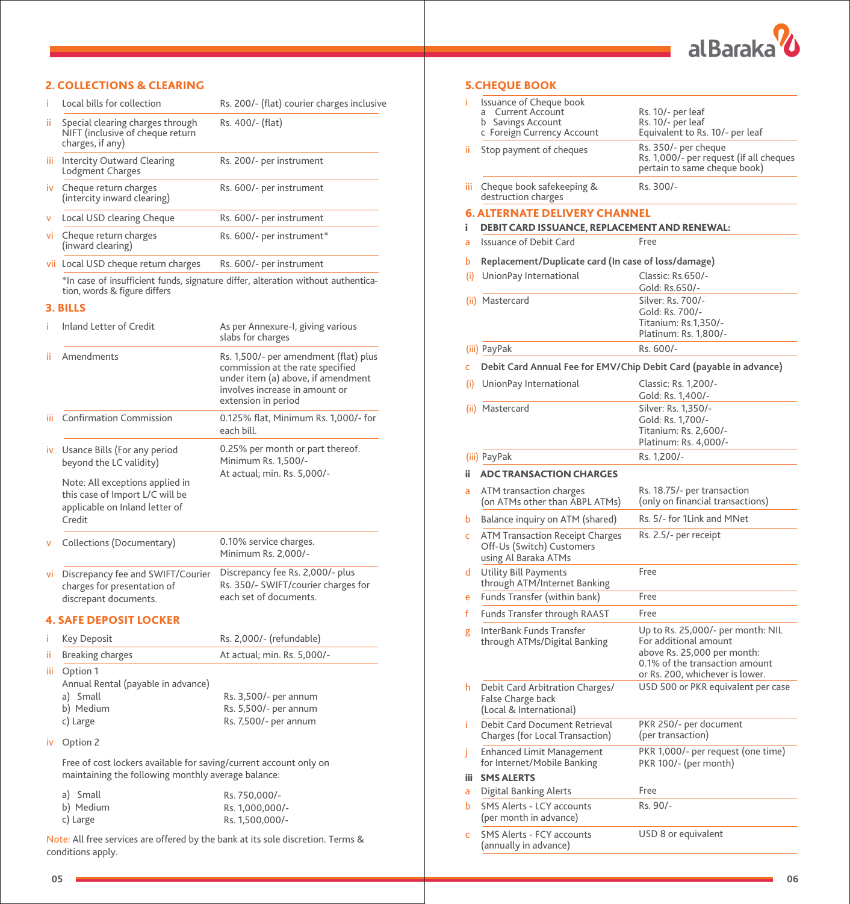## 2. COLLECTIONS & CLEARING

| | | |
|---|---|---|
| i | Local bills for collection | Rs. 200/- (flat) courier charges inclusive |
| ii | Special clearing charges through NIFT (inclusive of cheque return charges, if any) | Rs. 400/- (flat) |
| iii | Intercity Outward Clearing Lodgment Charges | Rs. 200/- per instrument |
| iv | Cheque return charges (intercity inward clearing) | Rs. 600/- per instrument |
| v | Local USD clearing Cheque | Rs. 600/- per instrument |
| vi | Cheque return charges (inward clearing) | Rs. 600/- per instrument* |
| vii | Local USD cheque return charges | Rs. 600/- per instrument |

*In case of insufficient funds, signature differ, alteration without authentication, words & figure differs

## 3. BILLS

| | | |
|---|---|---|
| i | Inland Letter of Credit | As per Annexure-I, giving various slabs for charges |
| ii | Amendments | Rs. 1,500/- per amendment (flat) plus commission at the rate specified under item (a) above, if amendment involves increase in amount or extension in period |
| iii | Confirmation Commission | 0.125% flat, Minimum Rs. 1,000/- for each bill. |
| iv | Usance Bills (For any period beyond the LC validity)<br>Note: All exceptions applied in this case of Import L/C will be applicable on Inland letter of Credit | 0.25% per month or part thereof. Minimum Rs. 1,500/-<br>At actual; min. Rs. 5,000/- |
| v | Collections (Documentary) | 0.10% service charges. Minimum Rs. 2,000/- |
| vi | Discrepancy fee and SWIFT/Courier charges for presentation of discrepant documents. | Discrepancy fee Rs. 2,000/- plus Rs. 350/- SWIFT/courier charges for each set of documents. |

## 4. SAFE DEPOSIT LOCKER

| | | |
|---|---|---|
| i | Key Deposit | Rs. 2,000/- (refundable) |
| ii | Breaking charges | At actual; min. Rs. 5,000/- |
| iii | Option 1<br>Annual Rental (payable in advance)<br>a) Small<br>b) Medium<br>c) Large | <br><br>Rs. 3,500/- per annum<br>Rs. 5,500/- per annum<br>Rs. 7,500/- per annum |
| iv | Option 2<br>Free of cost lockers available for saving/current account only on maintaining the following monthly average balance:<br>a) Small<br>b) Medium<br>c) Large | <br><br>Rs. 750,000/-<br>Rs. 1,000,000/-<br>Rs. 1,500,000/- |

Note: All free services are offered by the bank at its sole discretion. Terms & conditions apply.

## 5. CHEQUE BOOK

| | | |
|---|---|---|
| i | Issuance of Cheque book<br>a Current Account<br>b Savings Account<br>c Foreign Currency Account | <br>Rs. 10/- per leaf<br>Rs. 10/- per leaf<br>Equivalent to Rs. 10/- per leaf |
| ii | Stop payment of cheques | Rs. 350/- per cheque<br>Rs. 1,000/- per request (if all cheques pertain to same cheque book) |
| iii | Cheque book safekeeping & destruction charges | Rs. 300/- |

## 6. ALTERNATE DELIVERY CHANNEL

**i DEBIT CARD ISSUANCE, REPLACEMENT AND RENEWAL:**

| | | |
|---|---|---|
| a | Issuance of Debit Card | Free |
| b | **Replacement/Duplicate card (In case of loss/damage)** | |
| (i) | UnionPay International | Classic: Rs.650/-<br>Gold: Rs.650/- |
| (ii) | Mastercard | Silver: Rs. 700/-<br>Gold: Rs. 700/-<br>Titanium: Rs.1,350/-<br>Platinum: Rs. 1,800/- |
| (iii) | PayPak | Rs. 600/- |
| c | **Debit Card Annual Fee for EMV/Chip Debit Card (payable in advance)** | |
| (i) | UnionPay International | Classic: Rs. 1,200/-<br>Gold: Rs. 1,400/- |
| (ii) | Mastercard | Silver: Rs. 1,350/-<br>Gold: Rs. 1,700/-<br>Titanium: Rs. 2,600/-<br>Platinum: Rs. 4,000/- |
| (iii) | PayPak | Rs. 1,200/- |

**ii ADC TRANSACTION CHARGES**

| | | |
|---|---|---|
| a | ATM transaction charges (on ATMs other than ABPL ATMs) | Rs. 18.75/- per transaction (only on financial transactions) |
| b | Balance inquiry on ATM (shared) | Rs. 5/- for 1Link and MNet |
| c | ATM Transaction Receipt Charges Off-Us (Switch) Customers using Al Baraka ATMs | Rs. 2.5/- per receipt |
| d | Utility Bill Payments through ATM/Internet Banking | Free |
| e | Funds Transfer (within bank) | Free |
| f | Funds Transfer through RAAST | Free |
| g | InterBank Funds Transfer through ATMs/Digital Banking | Up to Rs. 25,000/- per month: NIL<br>For additional amount above Rs. 25,000 per month: 0.1% of the transaction amount or Rs. 200, whichever is lower. |
| h | Debit Card Arbitration Charges/ False Charge back (Local & International) | USD 500 or PKR equivalent per case |
| i | Debit Card Document Retrieval Charges (for Local Transaction) | PKR 250/- per document (per transaction) |
| j | Enhanced Limit Management for Internet/Mobile Banking | PKR 1,000/- per request (one time)<br>PKR 100/- (per month) |

**iii SMS ALERTS**

| | | |
|---|---|---|
| a | Digital Banking Alerts | Free |
| b | SMS Alerts - LCY accounts (per month in advance) | Rs. 90/- |
| c | SMS Alerts - FCY accounts (annually in advance) | USD 8 or equivalent |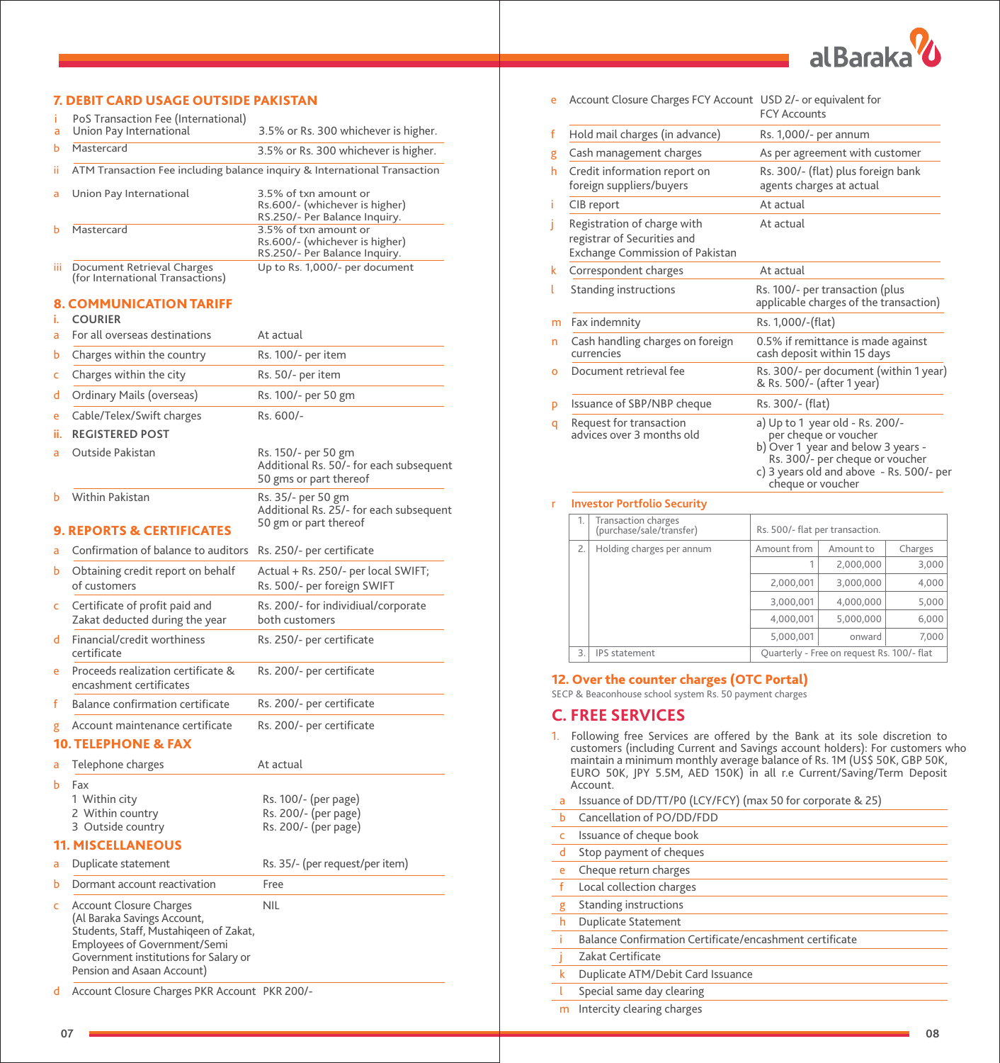## 7. DEBIT CARD USAGE OUTSIDE PAKISTAN

| | | |
|---|---|---|
| i | PoS Transaction Fee (International) | |
| a | Union Pay International | 3.5% or Rs. 300 whichever is higher. |
| b | Mastercard | 3.5% or Rs. 300 whichever is higher. |
| ii | ATM Transaction Fee including balance inquiry & International Transaction | |
| a | Union Pay International | 3.5% of txn amount or Rs.600/- (whichever is higher) RS.250/- Per Balance Inquiry. |
| b | Mastercard | 3.5% of txn amount or Rs.600/- (whichever is higher) RS.250/- Per Balance Inquiry. |
| iii | Document Retrieval Charges (for International Transactions) | Up to Rs. 1,000/- per document |

## 8. COMMUNICATION TARIFF

| | | |
|---|---|---|
| i. | **COURIER** | |
| a | For all overseas destinations | At actual |
| b | Charges within the country | Rs. 100/- per item |
| c | Charges within the city | Rs. 50/- per item |
| d | Ordinary Mails (overseas) | Rs. 100/- per 50 gm |
| e | Cable/Telex/Swift charges | Rs. 600/- |
| ii. | **REGISTERED POST** | |
| a | Outside Pakistan | Rs. 150/- per 50 gm Additional Rs. 50/- for each subsequent 50 gms or part thereof |
| b | Within Pakistan | Rs. 35/- per 50 gm Additional Rs. 25/- for each subsequent 50 gm or part thereof |

## 9. REPORTS & CERTIFICATES

| | | |
|---|---|---|
| a | Confirmation of balance to auditors | Rs. 250/- per certificate |
| b | Obtaining credit report on behalf of customers | Actual + Rs. 250/- per local SWIFT; Rs. 500/- per foreign SWIFT |
| c | Certificate of profit paid and Zakat deducted during the year | Rs. 200/- for individiual/corporate both customers |
| d | Financial/credit worthiness certificate | Rs. 250/- per certificate |
| e | Proceeds realization certificate & encashment certificates | Rs. 200/- per certificate |
| f | Balance confirmation certificate | Rs. 200/- per certificate |
| g | Account maintenance certificate | Rs. 200/- per certificate |

## 10. TELEPHONE & FAX

| | | |
|---|---|---|
| a | Telephone charges | At actual |
| b | Fax<br>1 Within city<br>2 Within country<br>3 Outside country | <br>Rs. 100/- (per page)<br>Rs. 200/- (per page)<br>Rs. 200/- (per page) |

## 11. MISCELLANEOUS

| | | |
|---|---|---|
| a | Duplicate statement | Rs. 35/- (per request/per item) |
| b | Dormant account reactivation | Free |
| c | Account Closure Charges (Al Baraka Savings Account, Students, Staff, Mustahiqeen of Zakat, Employees of Government/Semi Government institutions for Salary or Pension and Asaan Account) | NIL |
| d | Account Closure Charges PKR Account | PKR 200/- |
| e | Account Closure Charges FCY Account | USD 2/- or equivalent for FCY Accounts |
| f | Hold mail charges (in advance) | Rs. 1,000/- per annum |
| g | Cash management charges | As per agreement with customer |
| h | Credit information report on foreign suppliers/buyers | Rs. 300/- (flat) plus foreign bank agents charges at actual |
| i | CIB report | At actual |
| j | Registration of charge with registrar of Securities and Exchange Commission of Pakistan | At actual |
| k | Correspondent charges | At actual |
| l | Standing instructions | Rs. 100/- per transaction (plus applicable charges of the transaction) |
| m | Fax indemnity | Rs. 1,000/-(flat) |
| n | Cash handling charges on foreign currencies | 0.5% if remittance is made against cash deposit within 15 days |
| o | Document retrieval fee | Rs. 300/- per document (within 1 year) & Rs. 500/- (after 1 year) |
| p | Issuance of SBP/NBP cheque | Rs. 300/- (flat) |
| q | Request for transaction advices over 3 months old | a) Up to 1 year old - Rs. 200/- per cheque or voucher<br>b) Over 1 year and below 3 years - Rs. 300/- per cheque or voucher<br>c) 3 years old and above - Rs. 500/- per cheque or voucher |
| r | **Investor Portfolio Security** | |

| | | | | |
|---|---|---|---|---|
| 1. | Transaction charges (purchase/sale/transfer) | Rs. 500/- flat per transaction. | | |
| 2. | Holding charges per annum | Amount from | Amount to | Charges |
| | | 1 | 2,000,000 | 3,000 |
| | | 2,000,001 | 3,000,000 | 4,000 |
| | | 3,000,001 | 4,000,000 | 5,000 |
| | | 4,000,001 | 5,000,000 | 6,000 |
| | | 5,000,001 | onward | 7,000 |
| 3. | IPS statement | Quarterly - Free on request Rs. 100/- flat | | |

## 12. Over the counter charges (OTC Portal)

SECP & Beaconhouse school system Rs. 50 payment charges

## C. FREE SERVICES

1. Following free Services are offered by the Bank at its sole discretion to customers (including Current and Savings account holders): For customers who maintain a minimum monthly average balance of Rs. 1M (US$ 50K, GBP 50K, EURO 50K, JPY 5.5M, AED 150K) in all r.e Current/Saving/Term Deposit Account.

| | |
|---|---|
| a | Issuance of DD/TT/P0 (LCY/FCY) (max 50 for corporate & 25) |
| b | Cancellation of PO/DD/FDD |
| c | Issuance of cheque book |
| d | Stop payment of cheques |
| e | Cheque return charges |
| f | Local collection charges |
| g | Standing instructions |
| h | Duplicate Statement |
| i | Balance Confirmation Certificate/encashment certificate |
| j | Zakat Certificate |
| k | Duplicate ATM/Debit Card Issuance |
| l | Special same day clearing |
| m | Intercity clearing charges |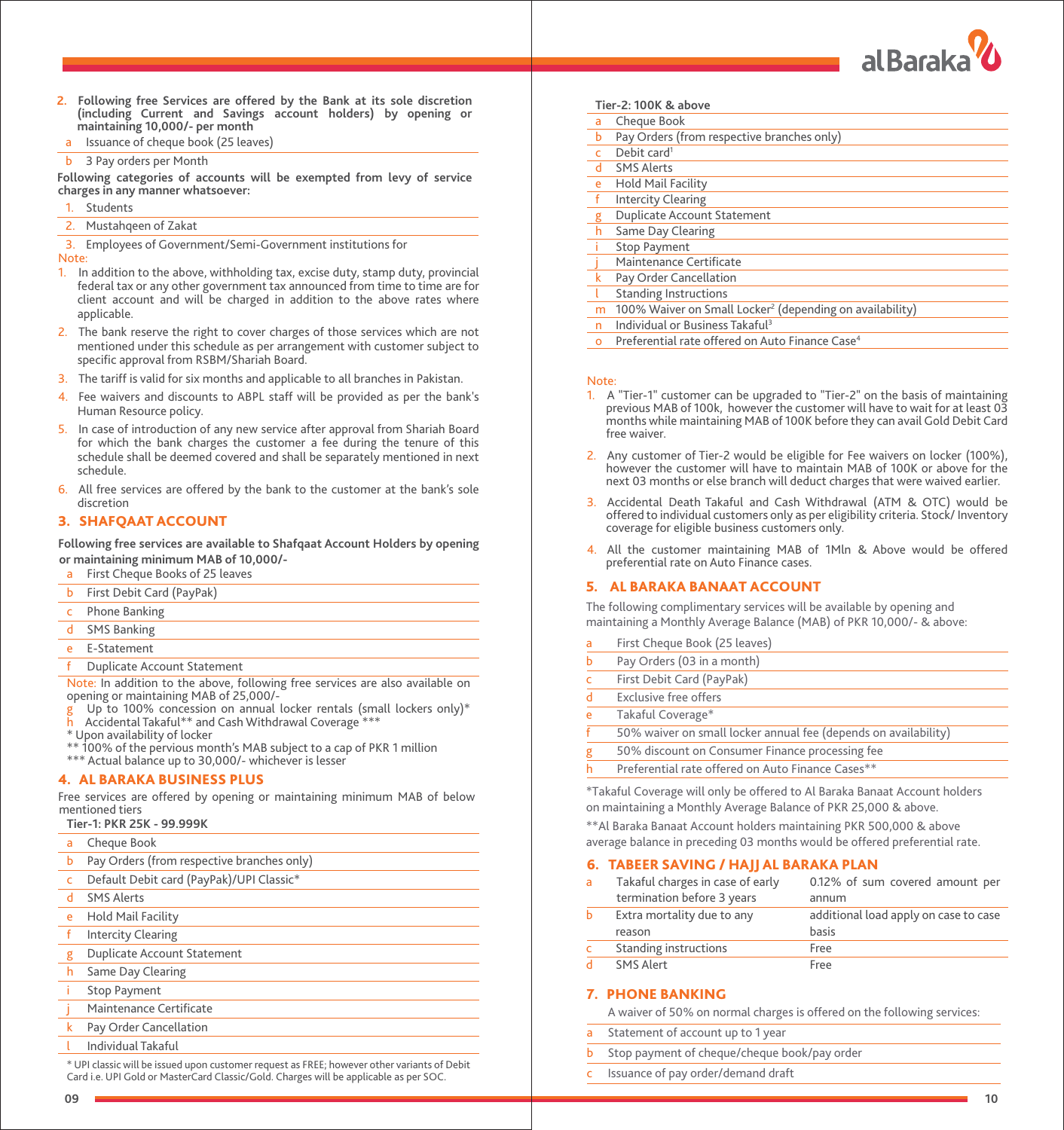2. **Following free Services are offered by the Bank at its sole discretion (including Current and Savings account holders) by opening or maintaining 10,000/- per month**

| | |
|---|---|
| a | Issuance of cheque book (25 leaves) |
| b | 3 Pay orders per Month |

**Following categories of accounts will be exempted from levy of service charges in any manner whatsoever:**

| | |
|---|---|
| 1. | Students |
| 2. | Mustahqeen of Zakat |
| 3. | Employees of Government/Semi-Government institutions for |

Note:

1. In addition to the above, withholding tax, excise duty, stamp duty, provincial federal tax or any other government tax announced from time to time are for client account and will be charged in addition to the above rates where applicable.
2. The bank reserve the right to cover charges of those services which are not mentioned under this schedule as per arrangement with customer subject to specific approval from RSBM/Shariah Board.
3. The tariff is valid for six months and applicable to all branches in Pakistan.
4. Fee waivers and discounts to ABPL staff will be provided as per the bank's Human Resource policy.
5. In case of introduction of any new service after approval from Shariah Board for which the bank charges the customer a fee during the tenure of this schedule shall be deemed covered and shall be separately mentioned in next schedule.
6. All free services are offered by the bank to the customer at the bank's sole discretion

## 3. SHAFQAAT ACCOUNT

**Following free services are available to Shafqaat Account Holders by opening or maintaining minimum MAB of 10,000/-**

| | |
|---|---|
| a | First Cheque Books of 25 leaves |
| b | First Debit Card (PayPak) |
| c | Phone Banking |
| d | SMS Banking |
| e | E-Statement |
| f | Duplicate Account Statement |

Note: In addition to the above, following free services are also available on opening or maintaining MAB of 25,000/-

g Up to 100% concession on annual locker rentals (small lockers only)*
h Accidental Takaful** and Cash Withdrawal Coverage ***

\* Upon availability of locker
** 100% of the pervious month's MAB subject to a cap of PKR 1 million
*** Actual balance up to 30,000/- whichever is lesser

## 4. AL BARAKA BUSINESS PLUS

Free services are offered by opening or maintaining minimum MAB of below mentioned tiers

**Tier-1: PKR 25K - 99.999K**

| | |
|---|---|
| a | Cheque Book |
| b | Pay Orders (from respective branches only) |
| c | Default Debit card (PayPak)/UPI Classic* |
| d | SMS Alerts |
| e | Hold Mail Facility |
| f | Intercity Clearing |
| g | Duplicate Account Statement |
| h | Same Day Clearing |
| i | Stop Payment |
| j | Maintenance Certificate |
| k | Pay Order Cancellation |
| l | Individual Takaful |

\* UPI classic will be issued upon customer request as FREE; however other variants of Debit Card i.e. UPI Gold or MasterCard Classic/Gold. Charges will be applicable as per SOC.

**Tier-2: 100K & above**

| | |
|---|---|
| a | Cheque Book |
| b | Pay Orders (from respective branches only) |
| c | Debit card[1] |
| d | SMS Alerts |
| e | Hold Mail Facility |
| f | Intercity Clearing |
| g | Duplicate Account Statement |
| h | Same Day Clearing |
| i | Stop Payment |
| j | Maintenance Certificate |
| k | Pay Order Cancellation |
| l | Standing Instructions |
| m | 100% Waiver on Small Locker[2] (depending on availability) |
| n | Individual or Business Takaful[3] |
| o | Preferential rate offered on Auto Finance Case[4] |

Note:

1. A "Tier-1" customer can be upgraded to "Tier-2" on the basis of maintaining previous MAB of 100k, however the customer will have to wait for at least 03 months while maintaining MAB of 100K before they can avail Gold Debit Card free waiver.
2. Any customer of Tier-2 would be eligible for Fee waivers on locker (100%), however the customer will have to maintain MAB of 100K or above for the next 03 months or else branch will deduct charges that were waived earlier.
3. Accidental Death Takaful and Cash Withdrawal (ATM & OTC) would be offered to individual customers only as per eligibility criteria. Stock/ Inventory coverage for eligible business customers only.
4. All the customer maintaining MAB of 1Mln & Above would be offered preferential rate on Auto Finance cases.

## 5. AL BARAKA BANAAT ACCOUNT

The following complimentary services will be available by opening and maintaining a Monthly Average Balance (MAB) of PKR 10,000/- & above:

| | |
|---|---|
| a | First Cheque Book (25 leaves) |
| b | Pay Orders (03 in a month) |
| c | First Debit Card (PayPak) |
| d | Exclusive free offers |
| e | Takaful Coverage* |
| f | 50% waiver on small locker annual fee (depends on availability) |
| g | 50% discount on Consumer Finance processing fee |
| h | Preferential rate offered on Auto Finance Cases** |

\*Takaful Coverage will only be offered to Al Baraka Banaat Account holders on maintaining a Monthly Average Balance of PKR 25,000 & above.

**Al Baraka Banaat Account holders maintaining PKR 500,000 & above average balance in preceding 03 months would be offered preferential rate.

## 6. TABEER SAVING / HAJJ AL BARAKA PLAN

| | | |
|---|---|---|
| a | Takaful charges in case of early termination before 3 years | 0.12% of sum covered amount per annum |
| b | Extra mortality due to any reason | additional load apply on case to case basis |
| c | Standing instructions | Free |
| d | SMS Alert | Free |

## 7. PHONE BANKING

A waiver of 50% on normal charges is offered on the following services:

| | |
|---|---|
| a | Statement of account up to 1 year |
| b | Stop payment of cheque/cheque book/pay order |
| c | Issuance of pay order/demand draft |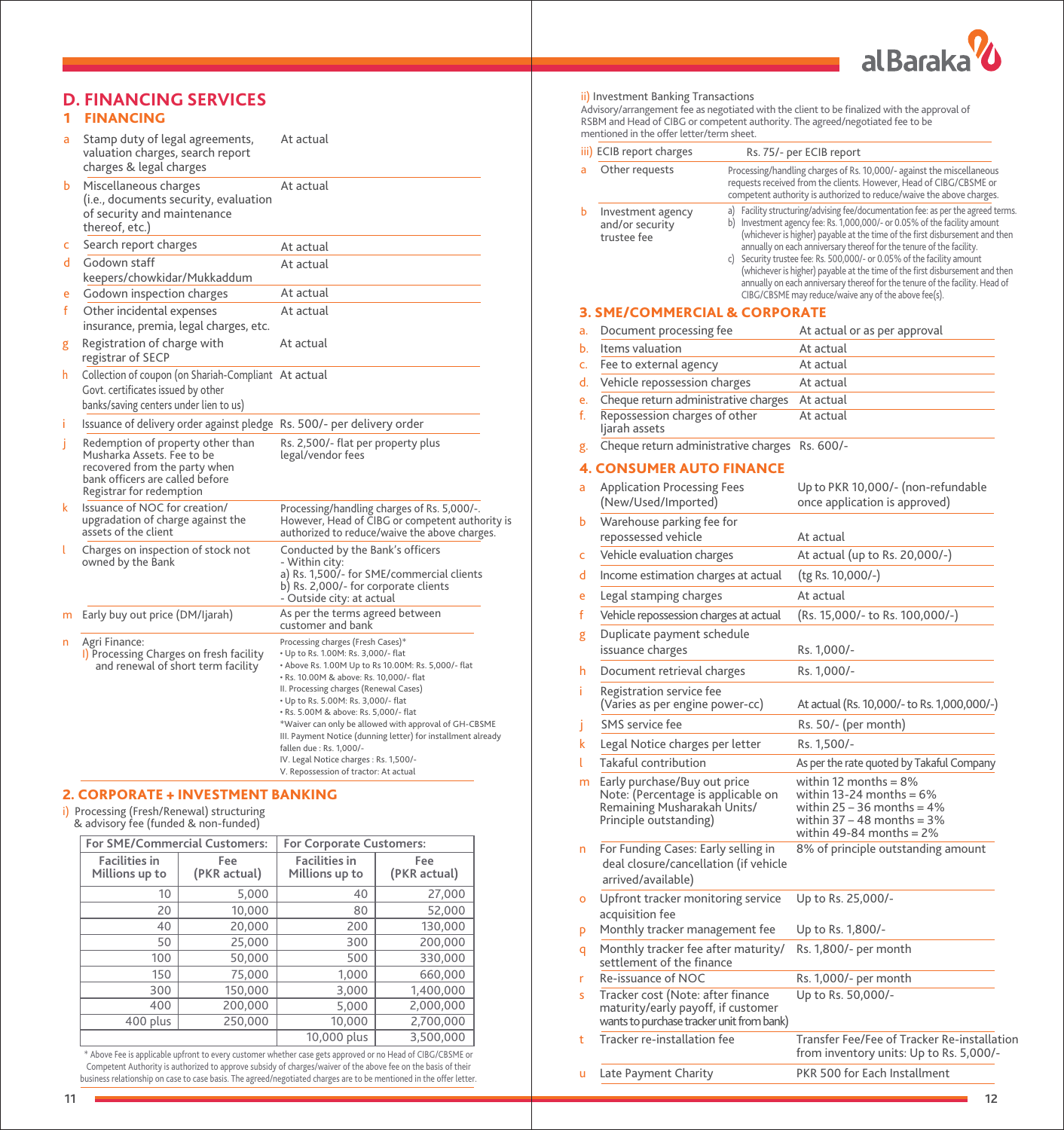# D. FINANCING SERVICES

## 1 FINANCING

| | | |
|---|---|---|
| a | Stamp duty of legal agreements, valuation charges, search report charges & legal charges | At actual |
| b | Miscellaneous charges (i.e., documents security, evaluation of security and maintenance thereof, etc.) | At actual |
| c | Search report charges | At actual |
| d | Godown staff keepers/chowkidar/Mukkaddum | At actual |
| e | Godown inspection charges | At actual |
| f | Other incidental expenses insurance, premia, legal charges, etc. | At actual |
| g | Registration of charge with registrar of SECP | At actual |
| h | Collection of coupon (on Shariah-Compliant Govt. certificates issued by other banks/saving centers under lien to us) | At actual |
| i | Issuance of delivery order against pledge | Rs. 500/- per delivery order |
| j | Redemption of property other than Musharka Assets. Fee to be recovered from the party when bank officers are called before Registrar for redemption | Rs. 2,500/- flat per property plus legal/vendor fees |
| k | Issuance of NOC for creation/ upgradation of charge against the assets of the client | Processing/handling charges of Rs. 5,000/-. However, Head of CIBG or competent authority is authorized to reduce/waive the above charges. |
| l | Charges on inspection of stock not owned by the Bank | Conducted by the Bank's officers<br>- Within city:<br>a) Rs. 1,500/- for SME/commercial clients<br>b) Rs. 2,000/- for corporate clients<br>- Outside city: at actual |
| m | Early buy out price (DM/Ijarah) | As per the terms agreed between customer and bank |
| n | Agri Finance:<br>I) Processing Charges on fresh facility and renewal of short term facility | Processing charges (Fresh Cases)*<br>• Up to Rs. 1.00M: Rs. 3,000/- flat<br>• Above Rs. 1.00M Up to Rs 10.00M: Rs. 5,000/- flat<br>• Rs. 10.00M & above: Rs. 10,000/- flat<br>II. Processing charges (Renewal Cases)<br>• Up to Rs. 5.00M: Rs. 3,000/- flat<br>• Rs. 5.00M & above: Rs. 5,000/- flat<br>*Waiver can only be allowed with approval of GH-CBSME<br>III. Payment Notice (dunning letter) for installment already fallen due : Rs. 1,000/-<br>IV. Legal Notice charges : Rs. 1,500/-<br>V. Repossession of tractor: At actual |

## 2. CORPORATE + INVESTMENT BANKING

i) Processing (Fresh/Renewal) structuring & advisory fee (funded & non-funded)

| For SME/Commercial Customers: | | For Corporate Customers: | |
|---|---|---|---|
| Facilities in Millions up to | Fee (PKR actual) | Facilities in Millions up to | Fee (PKR actual) |
| 10 | 5,000 | 40 | 27,000 |
| 20 | 10,000 | 80 | 52,000 |
| 40 | 20,000 | 200 | 130,000 |
| 50 | 25,000 | 300 | 200,000 |
| 100 | 50,000 | 500 | 330,000 |
| 150 | 75,000 | 1,000 | 660,000 |
| 300 | 150,000 | 3,000 | 1,400,000 |
| 400 | 200,000 | 5,000 | 2,000,000 |
| 400 plus | 250,000 | 10,000 | 2,700,000 |
| | | 10,000 plus | 3,500,000 |

* Above Fee is applicable upfront to every customer whether case gets approved or no Head of CIBG/CBSME or Competent Authority is authorized to approve subsidy of charges/waiver of the above fee on the basis of their business relationship on case to case basis. The agreed/negotiated charges are to be mentioned in the offer letter.

ii) Investment Banking Transactions

Advisory/arrangement fee as negotiated with the client to be finalized with the approval of RSBM and Head of CIBG or competent authority. The agreed/negotiated fee to be mentioned in the offer letter/term sheet.

| | | |
|---|---|---|
| iii) | ECIB report charges | Rs. 75/- per ECIB report |
| a | Other requests | Processing/handling charges of Rs. 10,000/- against the miscellaneous requests received from the clients. However, Head of CIBG/CBSME or competent authority is authorized to reduce/waive the above charges. |
| b | Investment agency and/or security trustee fee | a) Facility structuring/advising fee/documentation fee: as per the agreed terms.<br>b) Investment agency fee: Rs. 1,000,000/- or 0.05% of the facility amount (whichever is higher) payable at the time of the first disbursement and then annually on each anniversary thereof for the tenure of the facility.<br>c) Security trustee fee: Rs. 500,000/- or 0.05% of the facility amount (whichever is higher) payable at the time of the first disbursement and then annually on each anniversary thereof for the tenure of the facility. Head of CIBG/CBSME may reduce/waive any of the above fee(s). |

## 3. SME/COMMERCIAL & CORPORATE

| | | |
|---|---|---|
| a. | Document processing fee | At actual or as per approval |
| b. | Items valuation | At actual |
| c. | Fee to external agency | At actual |
| d. | Vehicle repossession charges | At actual |
| e. | Cheque return administrative charges | At actual |
| f. | Repossession charges of other Ijarah assets | At actual |
| g. | Cheque return administrative charges | Rs. 600/- |

## 4. CONSUMER AUTO FINANCE

| | | |
|---|---|---|
| a | Application Processing Fees (New/Used/Imported) | Up to PKR 10,000/- (non-refundable once application is approved) |
| b | Warehouse parking fee for repossessed vehicle | At actual |
| c | Vehicle evaluation charges | At actual (up to Rs. 20,000/-) |
| d | Income estimation charges at actual | (tg Rs. 10,000/-) |
| e | Legal stamping charges | At actual |
| f | Vehicle repossession charges at actual | (Rs. 15,000/- to Rs. 100,000/-) |
| g | Duplicate payment schedule issuance charges | Rs. 1,000/- |
| h | Document retrieval charges | Rs. 1,000/- |
| i | Registration service fee (Varies as per engine power-cc) | At actual (Rs. 10,000/- to Rs. 1,000,000/-) |
| j | SMS service fee | Rs. 50/- (per month) |
| k | Legal Notice charges per letter | Rs. 1,500/- |
| l | Takaful contribution | As per the rate quoted by Takaful Company |
| m | Early purchase/Buy out price<br>Note: (Percentage is applicable on Remaining Musharakah Units/ Principle outstanding) | within 12 months = 8%<br>within 13-24 months = 6%<br>within 25 – 36 months = 4%<br>within 37 – 48 months = 3%<br>within 49-84 months = 2% |
| n | For Funding Cases: Early selling in deal closure/cancellation (if vehicle arrived/available) | 8% of principle outstanding amount |
| o | Upfront tracker monitoring service acquisition fee | Up to Rs. 25,000/- |
| p | Monthly tracker management fee | Up to Rs. 1,800/- |
| q | Monthly tracker fee after maturity/ settlement of the finance | Rs. 1,800/- per month |
| r | Re-issuance of NOC | Rs. 1,000/- per month |
| s | Tracker cost (Note: after finance maturity/early payoff, if customer wants to purchase tracker unit from bank) | Up to Rs. 50,000/- |
| t | Tracker re-installation fee | Transfer Fee/Fee of Tracker Re-installation from inventory units: Up to Rs. 5,000/- |
| u | Late Payment Charity | PKR 500 for Each Installment |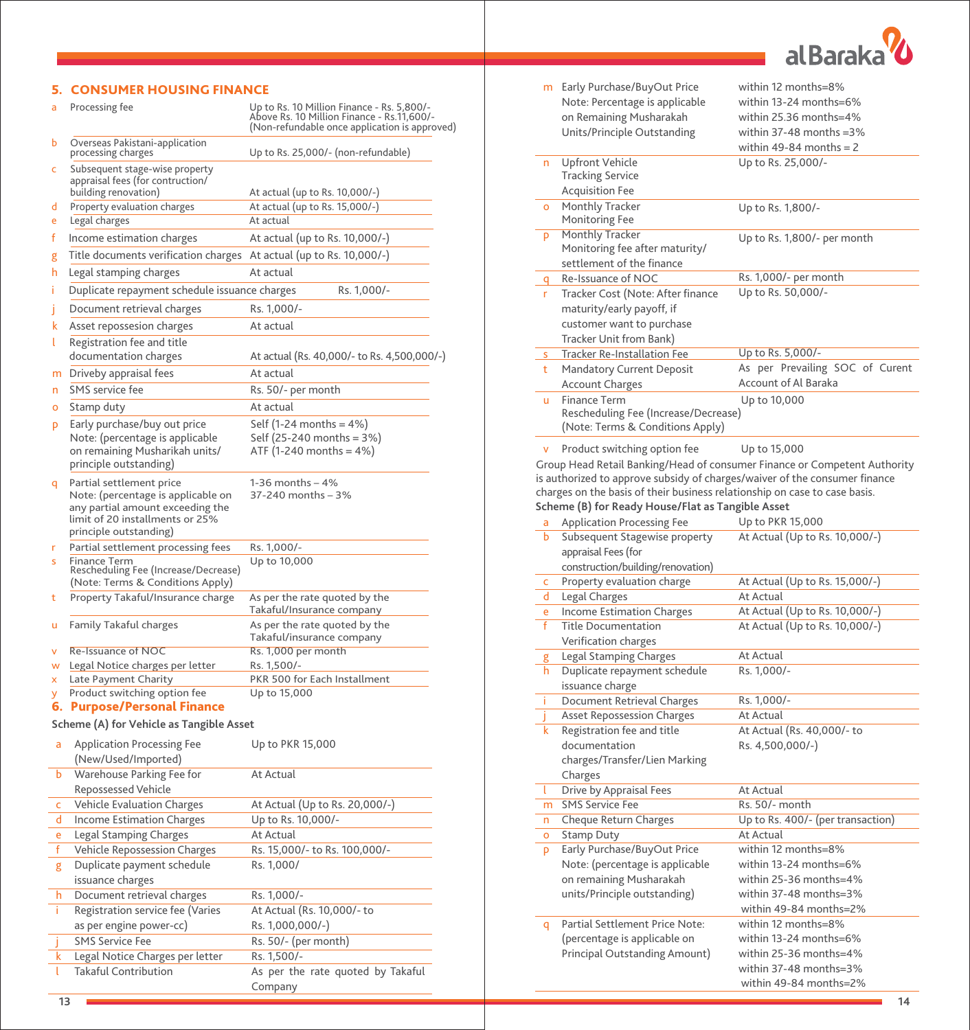## 5. CONSUMER HOUSING FINANCE

| | Charges | Amount |
|---|---|---|
| a | Processing fee | Up to Rs. 10 Million Finance - Rs. 5,800/- Above Rs. 10 Million Finance - Rs.11,600/- (Non-refundable once application is approved) |
| b | Overseas Pakistani-application processing charges | Up to Rs. 25,000/- (non-refundable) |
| c | Subsequent stage-wise property appraisal fees (for contruction/ building renovation) | At actual (up to Rs. 10,000/-) |
| d | Property evaluation charges | At actual (up to Rs. 15,000/-) |
| e | Legal charges | At actual |
| f | Income estimation charges | At actual (up to Rs. 10,000/-) |
| g | Title documents verification charges | At actual (up to Rs. 10,000/-) |
| h | Legal stamping charges | At actual |
| i | Duplicate repayment schedule issuance charges | Rs. 1,000/- |
| j | Document retrieval charges | Rs. 1,000/- |
| k | Asset repossesion charges | At actual |
| l | Registration fee and title documentation charges | At actual (Rs. 40,000/- to Rs. 4,500,000/-) |
| m | Driveby appraisal fees | At actual |
| n | SMS service fee | Rs. 50/- per month |
| o | Stamp duty | At actual |
| p | Early purchase/buy out price Note: (percentage is applicable on remaining Musharikah units/ principle outstanding) | Self (1-24 months = 4%) Self (25-240 months = 3%) ATF (1-240 months = 4%) |
| q | Partial settlement price Note: (percentage is applicable on any partial amount exceeding the limit of 20 installments or 25% principle outstanding) | 1-36 months – 4% 37-240 months – 3% |
| r | Partial settlement processing fees | Rs. 1,000/- |
| s | Finance Term Rescheduling Fee (Increase/Decrease) (Note: Terms & Conditions Apply) | Up to 10,000 |
| t | Property Takaful/Insurance charge | As per the rate quoted by the Takaful/Insurance company |
| u | Family Takaful charges | As per the rate quoted by the Takaful/insurance company |
| v | Re-Issuance of NOC | Rs. 1,000 per month |
| w | Legal Notice charges per letter | Rs. 1,500/- |
| x | Late Payment Charity | PKR 500 for Each Installment |
| y | Product switching option fee | Up to 15,000 |

## 6. Purpose/Personal Finance

**Scheme (A) for Vehicle as Tangible Asset**

| | Charges | Amount |
|---|---|---|
| a | Application Processing Fee (New/Used/Imported) | Up to PKR 15,000 |
| b | Warehouse Parking Fee for Repossessed Vehicle | At Actual |
| c | Vehicle Evaluation Charges | At Actual (Up to Rs. 20,000/-) |
| d | Income Estimation Charges | Up to Rs. 10,000/- |
| e | Legal Stamping Charges | At Actual |
| f | Vehicle Repossession Charges | Rs. 15,000/- to Rs. 100,000/- |
| g | Duplicate payment schedule issuance charges | Rs. 1,000/ |
| h | Document retrieval charges | Rs. 1,000/- |
| i | Registration service fee (Varies as per engine power-cc) | At Actual (Rs. 10,000/- to Rs. 1,000,000/-) |
| j | SMS Service Fee | Rs. 50/- (per month) |
| k | Legal Notice Charges per letter | Rs. 1,500/- |
| l | Takaful Contribution | As per the rate quoted by Takaful Company |
| m | Early Purchase/BuyOut Price Note: Percentage is applicable on Remaining Musharakah Units/Principle Outstanding | within 12 months=8% within 13-24 months=6% within 25.36 months=4% within 37-48 months =3% within 49-84 months = 2 |
| n | Upfront Vehicle Tracking Service Acquisition Fee | Up to Rs. 25,000/- |
| o | Monthly Tracker Monitoring Fee | Up to Rs. 1,800/- |
| p | Monthly Tracker Monitoring fee after maturity/ settlement of the finance | Up to Rs. 1,800/- per month |
| q | Re-Issuance of NOC | Rs. 1,000/- per month |
| r | Tracker Cost (Note: After finance maturity/early payoff, if customer want to purchase Tracker Unit from Bank) | Up to Rs. 50,000/- |
| s | Tracker Re-Installation Fee | Up to Rs. 5,000/- |
| t | Mandatory Current Deposit Account Charges | As per Prevailing SOC of Curent Account of Al Baraka |
| u | Finance Term Rescheduling Fee (Increase/Decrease) (Note: Terms & Conditions Apply) | Up to 10,000 |
| v | Product switching option fee | Up to 15,000 |

Group Head Retail Banking/Head of consumer Finance or Competent Authority is authorized to approve subsidy of charges/waiver of the consumer finance charges on the basis of their business relationship on case to case basis.

**Scheme (B) for Ready House/Flat as Tangible Asset**

| | Charges | Amount |
|---|---|---|
| a | Application Processing Fee | Up to PKR 15,000 |
| b | Subsequent Stagewise property appraisal Fees (for construction/building/renovation) | At Actual (Up to Rs. 10,000/-) |
| c | Property evaluation charge | At Actual (Up to Rs. 15,000/-) |
| d | Legal Charges | At Actual |
| e | Income Estimation Charges | At Actual (Up to Rs. 10,000/-) |
| f | Title Documentation Verification charges | At Actual (Up to Rs. 10,000/-) |
| g | Legal Stamping Charges | At Actual |
| h | Duplicate repayment schedule issuance charge | Rs. 1,000/- |
| i | Document Retrieval Charges | Rs. 1,000/- |
| j | Asset Repossession Charges | At Actual |
| k | Registration fee and title documentation charges/Transfer/Lien Marking Charges | At Actual (Rs. 40,000/- to Rs. 4,500,000/-) |
| l | Drive by Appraisal Fees | At Actual |
| m | SMS Service Fee | Rs. 50/- month |
| n | Cheque Return Charges | Up to Rs. 400/- (per transaction) |
| o | Stamp Duty | At Actual |
| p | Early Purchase/BuyOut Price Note: (percentage is applicable on remaining Musharakah units/Principle outstanding) | within 12 months=8% within 13-24 months=6% within 25-36 months=4% within 37-48 months=3% within 49-84 months=2% |
| q | Partial Settlement Price Note: (percentage is applicable on Principal Outstanding Amount) | within 12 months=8% within 13-24 months=6% within 25-36 months=4% within 37-48 months=3% within 49-84 months=2% |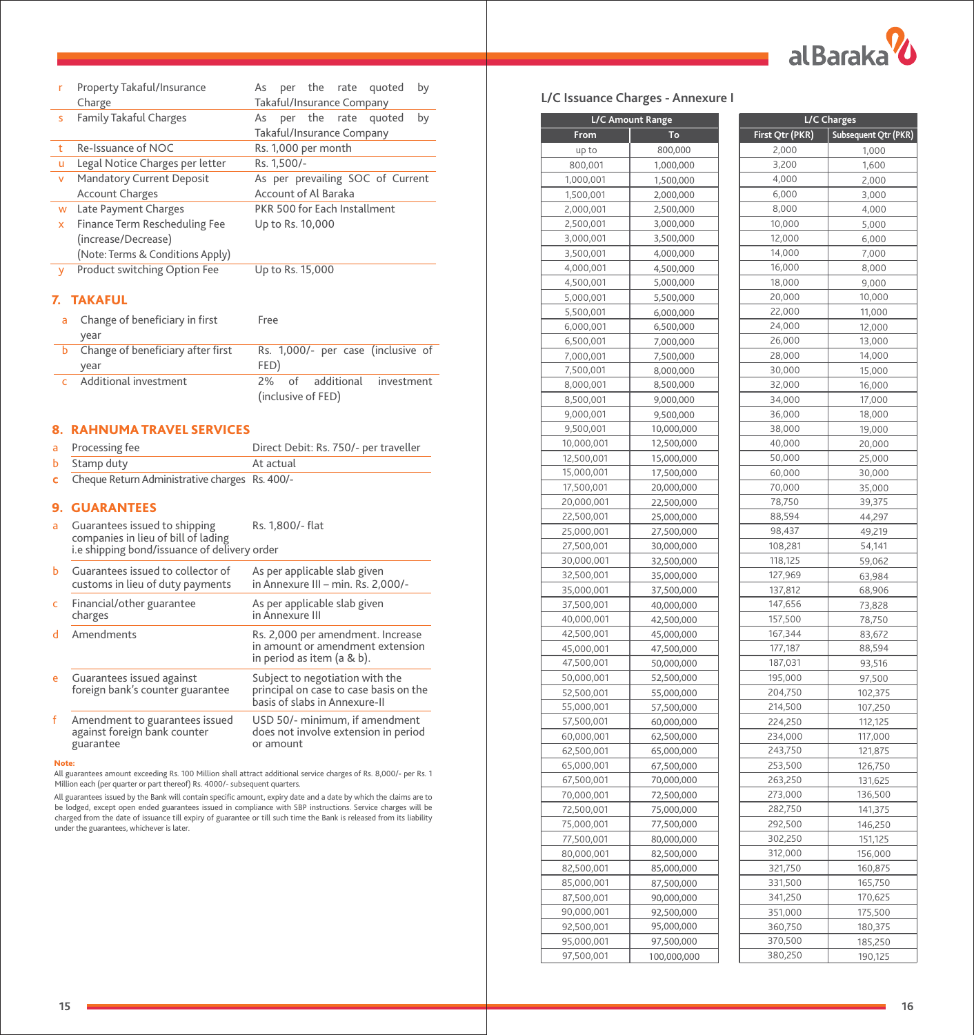| | | |
|---|---|---|
| r | Property Takaful/Insurance Charge | As per the rate quoted by Takaful/Insurance Company |
| s | Family Takaful Charges | As per the rate quoted by Takaful/Insurance Company |
| t | Re-Issuance of NOC | Rs. 1,000 per month |
| u | Legal Notice Charges per letter | Rs. 1,500/- |
| v | Mandatory Current Deposit Account Charges | As per prevailing SOC of Current Account of Al Baraka |
| w | Late Payment Charges | PKR 500 for Each Installment |
| x | Finance Term Rescheduling Fee (increase/Decrease) (Note: Terms & Conditions Apply) | Up to Rs. 10,000 |
| y | Product switching Option Fee | Up to Rs. 15,000 |

## 7. TAKAFUL

| | | |
|---|---|---|
| a | Change of beneficiary in first year | Free |
| b | Change of beneficiary after first year | Rs. 1,000/- per case (inclusive of FED) |
| c | Additional investment | 2% of additional investment (inclusive of FED) |

## 8. RAHNUMA TRAVEL SERVICES

| | | |
|---|---|---|
| a | Processing fee | Direct Debit: Rs. 750/- per traveller |
| b | Stamp duty | At actual |
| c | Cheque Return Administrative charges | Rs. 400/- |

## 9. GUARANTEES

| | | |
|---|---|---|
| a | Guarantees issued to shipping companies in lieu of bill of lading i.e shipping bond/issuance of delivery order | Rs. 1,800/- flat |
| b | Guarantees issued to collector of customs in lieu of duty payments | As per applicable slab given in Annexure III – min. Rs. 2,000/- |
| c | Financial/other guarantee charges | As per applicable slab given in Annexure III |
| d | Amendments | Rs. 2,000 per amendment. Increase in amount or amendment extension in period as item (a & b). |
| e | Guarantees issued against foreign bank's counter guarantee | Subject to negotiation with the principal on case to case basis on the basis of slabs in Annexure-II |
| f | Amendment to guarantees issued against foreign bank counter guarantee | USD 50/- minimum, if amendment does not involve extension in period or amount |

**Note:**

All guarantees amount exceeding Rs. 100 Million shall attract additional service charges of Rs. 8,000/- per Rs. 1 Million each (per quarter or part thereof) Rs. 4000/- subsequent quarters.

All guarantees issued by the Bank will contain specific amount, expiry date and a date by which the claims are to be lodged, except open ended guarantees issued in compliance with SBP instructions. Service charges will be charged from the date of issuance till expiry of guarantee or till such time the Bank is released from its liability under the guarantees, whichever is later.

## L/C Issuance Charges - Annexure I

| L/C Amount Range | | L/C Charges | |
|---|---|---|---|
| From | To | First Qtr (PKR) | Subsequent Qtr (PKR) |
| up to | 800,000 | 2,000 | 1,000 |
| 800,001 | 1,000,000 | 3,200 | 1,600 |
| 1,000,001 | 1,500,000 | 4,000 | 2,000 |
| 1,500,001 | 2,000,000 | 6,000 | 3,000 |
| 2,000,001 | 2,500,000 | 8,000 | 4,000 |
| 2,500,001 | 3,000,000 | 10,000 | 5,000 |
| 3,000,001 | 3,500,000 | 12,000 | 6,000 |
| 3,500,001 | 4,000,000 | 14,000 | 7,000 |
| 4,000,001 | 4,500,000 | 16,000 | 8,000 |
| 4,500,001 | 5,000,000 | 18,000 | 9,000 |
| 5,000,001 | 5,500,000 | 20,000 | 10,000 |
| 5,500,001 | 6,000,000 | 22,000 | 11,000 |
| 6,000,001 | 6,500,000 | 24,000 | 12,000 |
| 6,500,001 | 7,000,000 | 26,000 | 13,000 |
| 7,000,001 | 7,500,000 | 28,000 | 14,000 |
| 7,500,001 | 8,000,000 | 30,000 | 15,000 |
| 8,000,001 | 8,500,000 | 32,000 | 16,000 |
| 8,500,001 | 9,000,000 | 34,000 | 17,000 |
| 9,000,001 | 9,500,000 | 36,000 | 18,000 |
| 9,500,001 | 10,000,000 | 38,000 | 19,000 |
| 10,000,001 | 12,500,000 | 40,000 | 20,000 |
| 12,500,001 | 15,000,000 | 50,000 | 25,000 |
| 15,000,001 | 17,500,000 | 60,000 | 30,000 |
| 17,500,001 | 20,000,000 | 70,000 | 35,000 |
| 20,000,001 | 22,500,000 | 78,750 | 39,375 |
| 22,500,001 | 25,000,000 | 88,594 | 44,297 |
| 25,000,001 | 27,500,000 | 98,437 | 49,219 |
| 27,500,001 | 30,000,000 | 108,281 | 54,141 |
| 30,000,001 | 32,500,000 | 118,125 | 59,062 |
| 32,500,001 | 35,000,000 | 127,969 | 63,984 |
| 35,000,001 | 37,500,000 | 137,812 | 68,906 |
| 37,500,001 | 40,000,000 | 147,656 | 73,828 |
| 40,000,001 | 42,500,000 | 157,500 | 78,750 |
| 42,500,001 | 45,000,000 | 167,344 | 83,672 |
| 45,000,001 | 47,500,000 | 177,187 | 88,594 |
| 47,500,001 | 50,000,000 | 187,031 | 93,516 |
| 50,000,001 | 52,500,000 | 195,000 | 97,500 |
| 52,500,001 | 55,000,000 | 204,750 | 102,375 |
| 55,000,001 | 57,500,000 | 214,500 | 107,250 |
| 57,500,001 | 60,000,000 | 224,250 | 112,125 |
| 60,000,001 | 62,500,000 | 234,000 | 117,000 |
| 62,500,001 | 65,000,000 | 243,750 | 121,875 |
| 65,000,001 | 67,500,000 | 253,500 | 126,750 |
| 67,500,001 | 70,000,000 | 263,250 | 131,625 |
| 70,000,001 | 72,500,000 | 273,000 | 136,500 |
| 72,500,001 | 75,000,000 | 282,750 | 141,375 |
| 75,000,001 | 77,500,000 | 292,500 | 146,250 |
| 77,500,001 | 80,000,000 | 302,250 | 151,125 |
| 80,000,001 | 82,500,000 | 312,000 | 156,000 |
| 82,500,001 | 85,000,000 | 321,750 | 160,875 |
| 85,000,001 | 87,500,000 | 331,500 | 165,750 |
| 87,500,001 | 90,000,000 | 341,250 | 170,625 |
| 90,000,001 | 92,500,000 | 351,000 | 175,500 |
| 92,500,001 | 95,000,000 | 360,750 | 180,375 |
| 95,000,001 | 97,500,000 | 370,500 | 185,250 |
| 97,500,001 | 100,000,000 | 380,250 | 190,125 |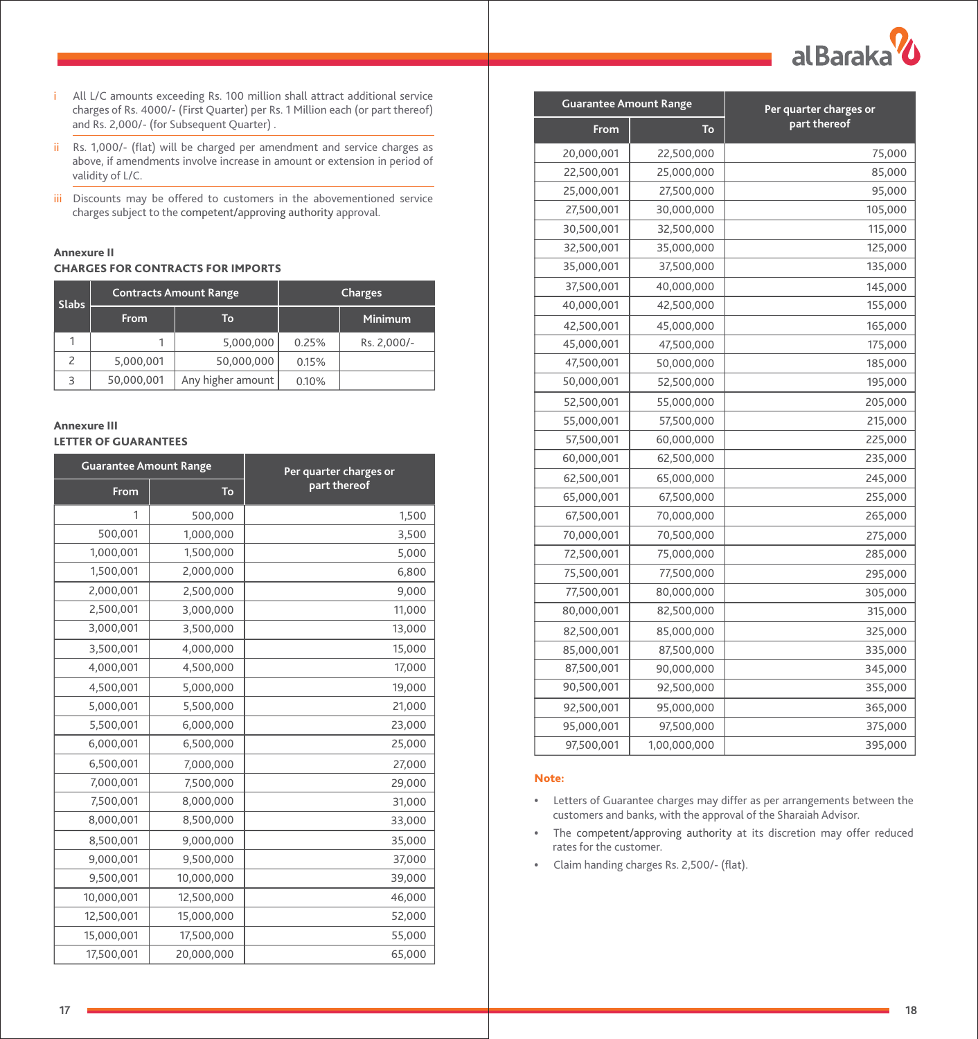i All L/C amounts exceeding Rs. 100 million shall attract additional service charges of Rs. 4000/- (First Quarter) per Rs. 1 Million each (or part thereof) and Rs. 2,000/- (for Subsequent Quarter) .

ii Rs. 1,000/- (flat) will be charged per amendment and service charges as above, if amendments involve increase in amount or extension in period of validity of L/C.

iii Discounts may be offered to customers in the abovementioned service charges subject to the competent/approving authority approval.

**Annexure II**
**CHARGES FOR CONTRACTS FOR IMPORTS**

| Slabs | Contracts Amount Range | | Charges | |
|---|---|---|---|---|
| | From | To | | Minimum |
| 1 | 1 | 5,000,000 | 0.25% | Rs. 2,000/- |
| 2 | 5,000,001 | 50,000,000 | 0.15% | |
| 3 | 50,000,001 | Any higher amount | 0.10% | |

**Annexure III**
**LETTER OF GUARANTEES**

| Guarantee Amount Range | | Per quarter charges or part thereof |
|---|---|---|
| From | To | |
| 1 | 500,000 | 1,500 |
| 500,001 | 1,000,000 | 3,500 |
| 1,000,001 | 1,500,000 | 5,000 |
| 1,500,001 | 2,000,000 | 6,800 |
| 2,000,001 | 2,500,000 | 9,000 |
| 2,500,001 | 3,000,000 | 11,000 |
| 3,000,001 | 3,500,000 | 13,000 |
| 3,500,001 | 4,000,000 | 15,000 |
| 4,000,001 | 4,500,000 | 17,000 |
| 4,500,001 | 5,000,000 | 19,000 |
| 5,000,001 | 5,500,000 | 21,000 |
| 5,500,001 | 6,000,000 | 23,000 |
| 6,000,001 | 6,500,000 | 25,000 |
| 6,500,001 | 7,000,000 | 27,000 |
| 7,000,001 | 7,500,000 | 29,000 |
| 7,500,001 | 8,000,000 | 31,000 |
| 8,000,001 | 8,500,000 | 33,000 |
| 8,500,001 | 9,000,000 | 35,000 |
| 9,000,001 | 9,500,000 | 37,000 |
| 9,500,001 | 10,000,000 | 39,000 |
| 10,000,001 | 12,500,000 | 46,000 |
| 12,500,001 | 15,000,000 | 52,000 |
| 15,000,001 | 17,500,000 | 55,000 |
| 17,500,001 | 20,000,000 | 65,000 |
| 20,000,001 | 22,500,000 | 75,000 |
| 22,500,001 | 25,000,000 | 85,000 |
| 25,000,001 | 27,500,000 | 95,000 |
| 27,500,001 | 30,000,000 | 105,000 |
| 30,500,001 | 32,500,000 | 115,000 |
| 32,500,001 | 35,000,000 | 125,000 |
| 35,000,001 | 37,500,000 | 135,000 |
| 37,500,001 | 40,000,000 | 145,000 |
| 40,000,001 | 42,500,000 | 155,000 |
| 42,500,001 | 45,000,000 | 165,000 |
| 45,000,001 | 47,500,000 | 175,000 |
| 47,500,001 | 50,000,000 | 185,000 |
| 50,000,001 | 52,500,000 | 195,000 |
| 52,500,001 | 55,000,000 | 205,000 |
| 55,000,001 | 57,500,000 | 215,000 |
| 57,500,001 | 60,000,000 | 225,000 |
| 60,000,001 | 62,500,000 | 235,000 |
| 62,500,001 | 65,000,000 | 245,000 |
| 65,000,001 | 67,500,000 | 255,000 |
| 67,500,001 | 70,000,000 | 265,000 |
| 70,000,001 | 70,500,000 | 275,000 |
| 72,500,001 | 75,000,000 | 285,000 |
| 75,500,001 | 77,500,000 | 295,000 |
| 77,500,001 | 80,000,000 | 305,000 |
| 80,000,001 | 82,500,000 | 315,000 |
| 82,500,001 | 85,000,000 | 325,000 |
| 85,000,001 | 87,500,000 | 335,000 |
| 87,500,001 | 90,000,000 | 345,000 |
| 90,500,001 | 92,500,000 | 355,000 |
| 92,500,001 | 95,000,000 | 365,000 |
| 95,000,001 | 97,500,000 | 375,000 |
| 97,500,001 | 1,00,000,000 | 395,000 |

**Note:**

- Letters of Guarantee charges may differ as per arrangements between the customers and banks, with the approval of the Sharaiah Advisor.
- The competent/approving authority at its discretion may offer reduced rates for the customer.
- Claim handing charges Rs. 2,500/- (flat).